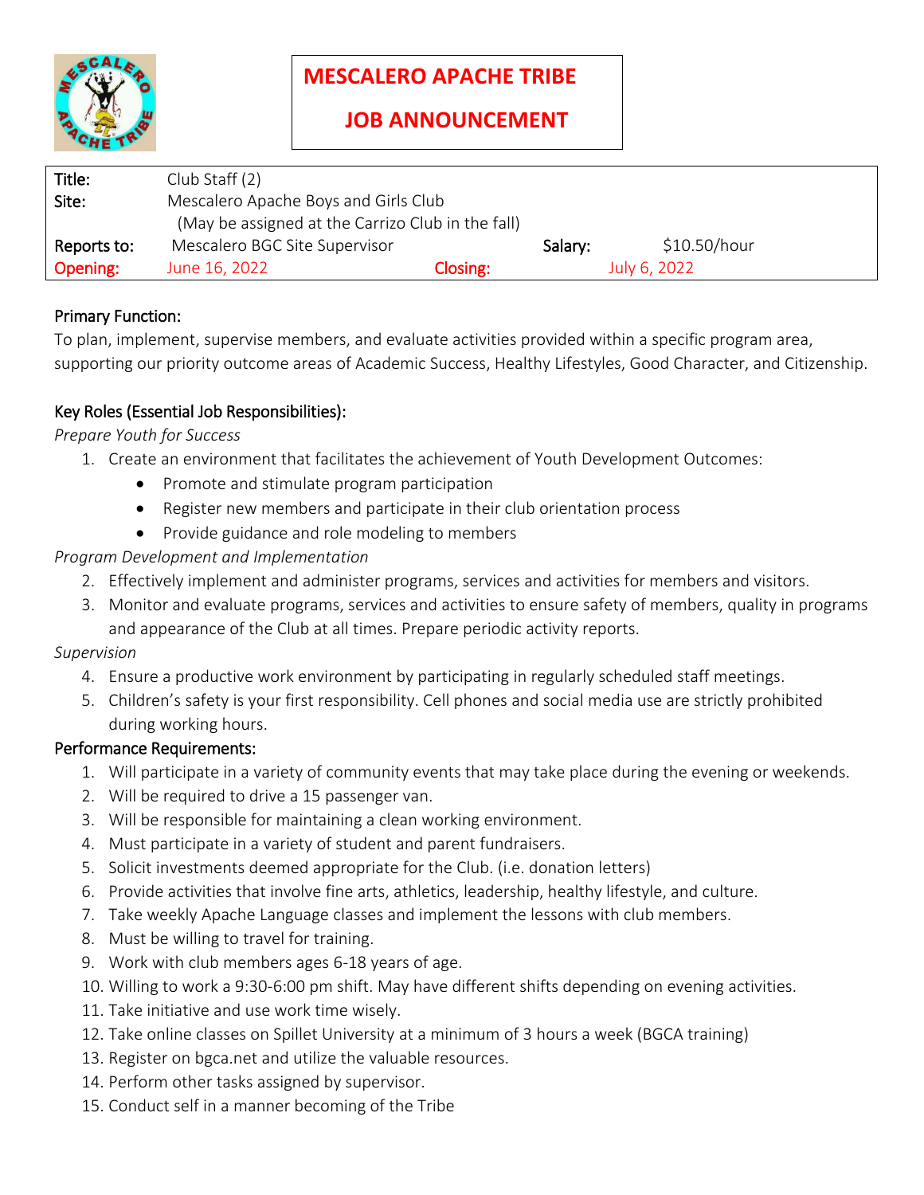# MESCALERO APACHE TRIBE

# JOB ANNOUNCEMENT

| | | | | |
|---|---|---|---|---|
| Title: | Club Staff (2) | | | |
| Site: | Mescalero Apache Boys and Girls Club (May be assigned at the Carrizo Club in the fall) | | | |
| Reports to: | Mescalero BGC Site Supervisor | | Salary: | $10.50/hour |
| Opening: | June 16, 2022 | Closing: | | July 6, 2022 |

Primary Function:

To plan, implement, supervise members, and evaluate activities provided within a specific program area, supporting our priority outcome areas of Academic Success, Healthy Lifestyles, Good Character, and Citizenship.

Key Roles (Essential Job Responsibilities):

*Prepare Youth for Success*

1. Create an environment that facilitates the achievement of Youth Development Outcomes:
   - Promote and stimulate program participation
   - Register new members and participate in their club orientation process
   - Provide guidance and role modeling to members

*Program Development and Implementation*

2. Effectively implement and administer programs, services and activities for members and visitors.
3. Monitor and evaluate programs, services and activities to ensure safety of members, quality in programs and appearance of the Club at all times. Prepare periodic activity reports.

*Supervision*

4. Ensure a productive work environment by participating in regularly scheduled staff meetings.
5. Children's safety is your first responsibility. Cell phones and social media use are strictly prohibited during working hours.

Performance Requirements:

1. Will participate in a variety of community events that may take place during the evening or weekends.
2. Will be required to drive a 15 passenger van.
3. Will be responsible for maintaining a clean working environment.
4. Must participate in a variety of student and parent fundraisers.
5. Solicit investments deemed appropriate for the Club. (i.e. donation letters)
6. Provide activities that involve fine arts, athletics, leadership, healthy lifestyle, and culture.
7. Take weekly Apache Language classes and implement the lessons with club members.
8. Must be willing to travel for training.
9. Work with club members ages 6-18 years of age.
10. Willing to work a 9:30-6:00 pm shift. May have different shifts depending on evening activities.
11. Take initiative and use work time wisely.
12. Take online classes on Spillet University at a minimum of 3 hours a week (BGCA training)
13. Register on bgca.net and utilize the valuable resources.
14. Perform other tasks assigned by supervisor.
15. Conduct self in a manner becoming of the Tribe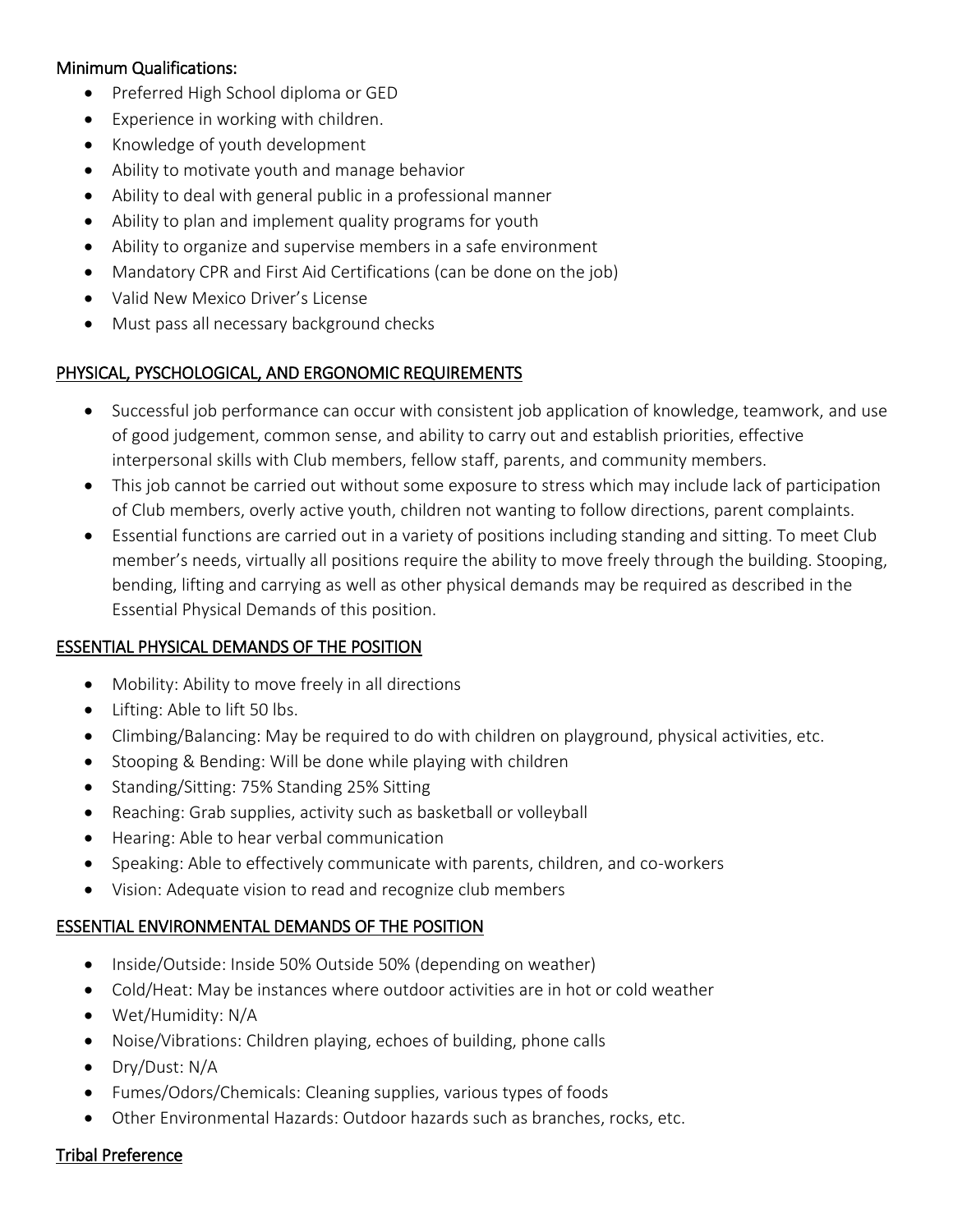## Minimum Qualifications:

- Preferred High School diploma or GED
- Experience in working with children.
- Knowledge of youth development
- Ability to motivate youth and manage behavior
- Ability to deal with general public in a professional manner
- Ability to plan and implement quality programs for youth
- Ability to organize and supervise members in a safe environment
- Mandatory CPR and First Aid Certifications (can be done on the job)
- Valid New Mexico Driver's License
- Must pass all necessary background checks

## PHYSICAL, PYSCHOLOGICAL, AND ERGONOMIC REQUIREMENTS

- Successful job performance can occur with consistent job application of knowledge, teamwork, and use of good judgement, common sense, and ability to carry out and establish priorities, effective interpersonal skills with Club members, fellow staff, parents, and community members.
- This job cannot be carried out without some exposure to stress which may include lack of participation of Club members, overly active youth, children not wanting to follow directions, parent complaints.
- Essential functions are carried out in a variety of positions including standing and sitting. To meet Club member's needs, virtually all positions require the ability to move freely through the building. Stooping, bending, lifting and carrying as well as other physical demands may be required as described in the Essential Physical Demands of this position.

## ESSENTIAL PHYSICAL DEMANDS OF THE POSITION

- Mobility: Ability to move freely in all directions
- Lifting: Able to lift 50 lbs.
- Climbing/Balancing: May be required to do with children on playground, physical activities, etc.
- Stooping & Bending: Will be done while playing with children
- Standing/Sitting: 75% Standing 25% Sitting
- Reaching: Grab supplies, activity such as basketball or volleyball
- Hearing: Able to hear verbal communication
- Speaking: Able to effectively communicate with parents, children, and co-workers
- Vision: Adequate vision to read and recognize club members

## ESSENTIAL ENVIRONMENTAL DEMANDS OF THE POSITION

- Inside/Outside: Inside 50% Outside 50% (depending on weather)
- Cold/Heat: May be instances where outdoor activities are in hot or cold weather
- Wet/Humidity: N/A
- Noise/Vibrations: Children playing, echoes of building, phone calls
- Dry/Dust: N/A
- Fumes/Odors/Chemicals: Cleaning supplies, various types of foods
- Other Environmental Hazards: Outdoor hazards such as branches, rocks, etc.

## Tribal Preference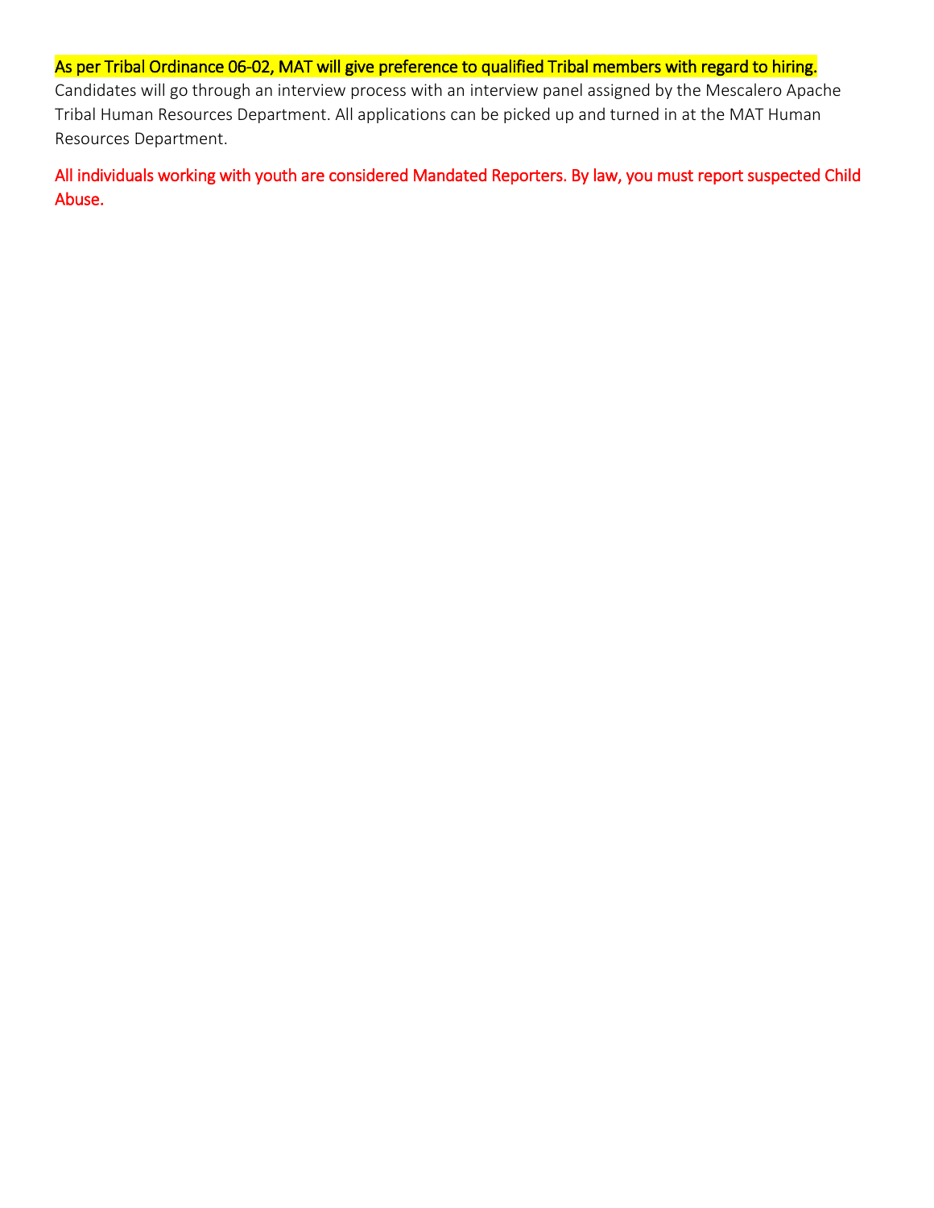As per Tribal Ordinance 06-02, MAT will give preference to qualified Tribal members with regard to hiring.

Candidates will go through an interview process with an interview panel assigned by the Mescalero Apache Tribal Human Resources Department. All applications can be picked up and turned in at the MAT Human Resources Department.

All individuals working with youth are considered Mandated Reporters. By law, you must report suspected Child Abuse.